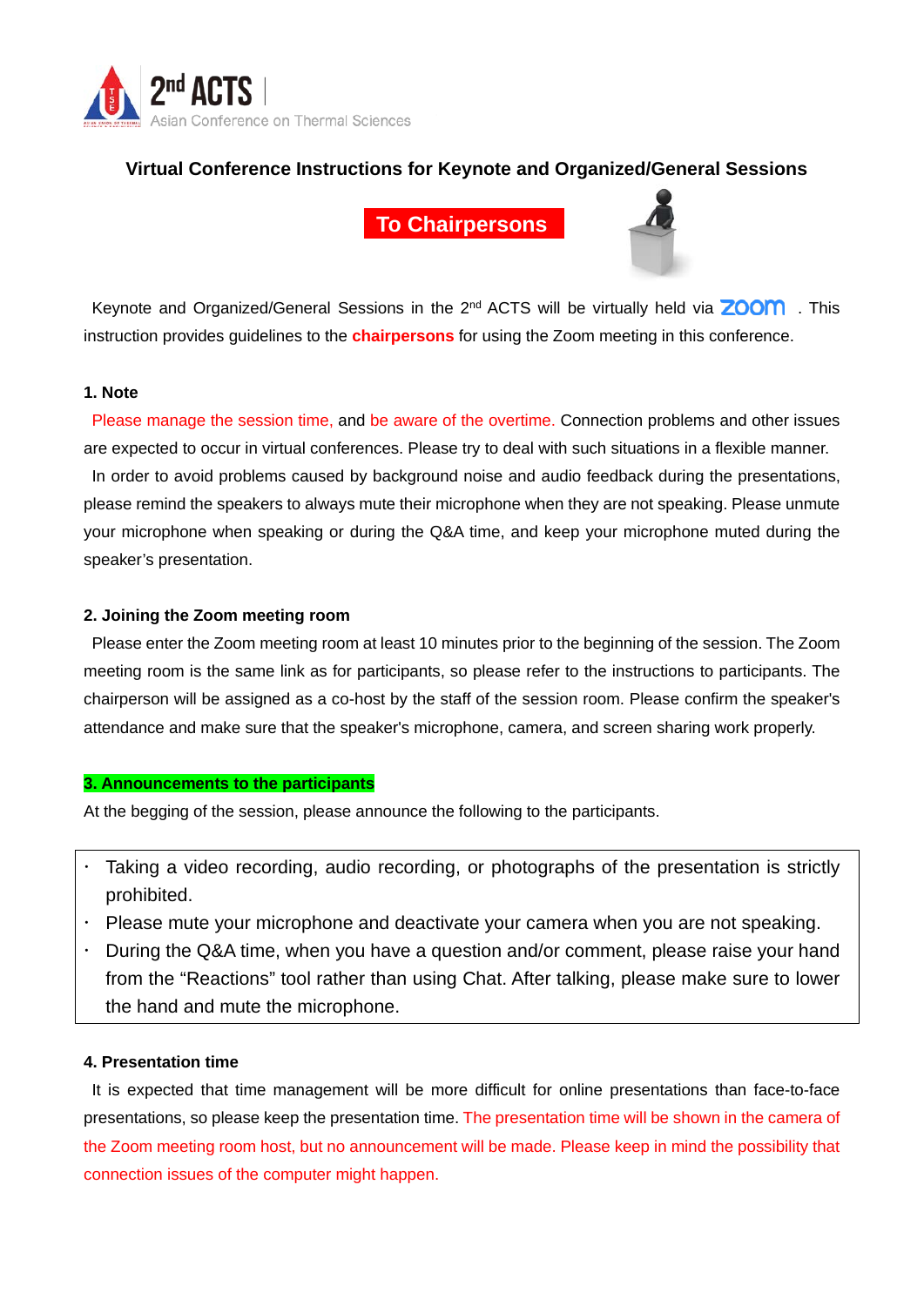2nd ACTS | Asian Conference on Thermal Sciences

## Virtual Conference Instructions for Keynote and Organized/General Sessions

### To Chairpersons

Keynote and Organized/General Sessions in the 2nd ACTS will be virtually held via zoom. This instruction provides guidelines to the **chairpersons** for using the Zoom meeting in this conference.

#### 1. Note

Please manage the session time, and be aware of the overtime. Connection problems and other issues are expected to occur in virtual conferences. Please try to deal with such situations in a flexible manner.

In order to avoid problems caused by background noise and audio feedback during the presentations, please remind the speakers to always mute their microphone when they are not speaking. Please unmute your microphone when speaking or during the Q&A time, and keep your microphone muted during the speaker's presentation.

#### 2. Joining the Zoom meeting room

Please enter the Zoom meeting room at least 10 minutes prior to the beginning of the session. The Zoom meeting room is the same link as for participants, so please refer to the instructions to participants. The chairperson will be assigned as a co-host by the staff of the session room. Please confirm the speaker's attendance and make sure that the speaker's microphone, camera, and screen sharing work properly.

#### 3. Announcements to the participants

At the begging of the session, please announce the following to the participants.

- Taking a video recording, audio recording, or photographs of the presentation is strictly prohibited.
- Please mute your microphone and deactivate your camera when you are not speaking.
- During the Q&A time, when you have a question and/or comment, please raise your hand from the "Reactions" tool rather than using Chat. After talking, please make sure to lower the hand and mute the microphone.

#### 4. Presentation time

It is expected that time management will be more difficult for online presentations than face-to-face presentations, so please keep the presentation time. The presentation time will be shown in the camera of the Zoom meeting room host, but no announcement will be made. Please keep in mind the possibility that connection issues of the computer might happen.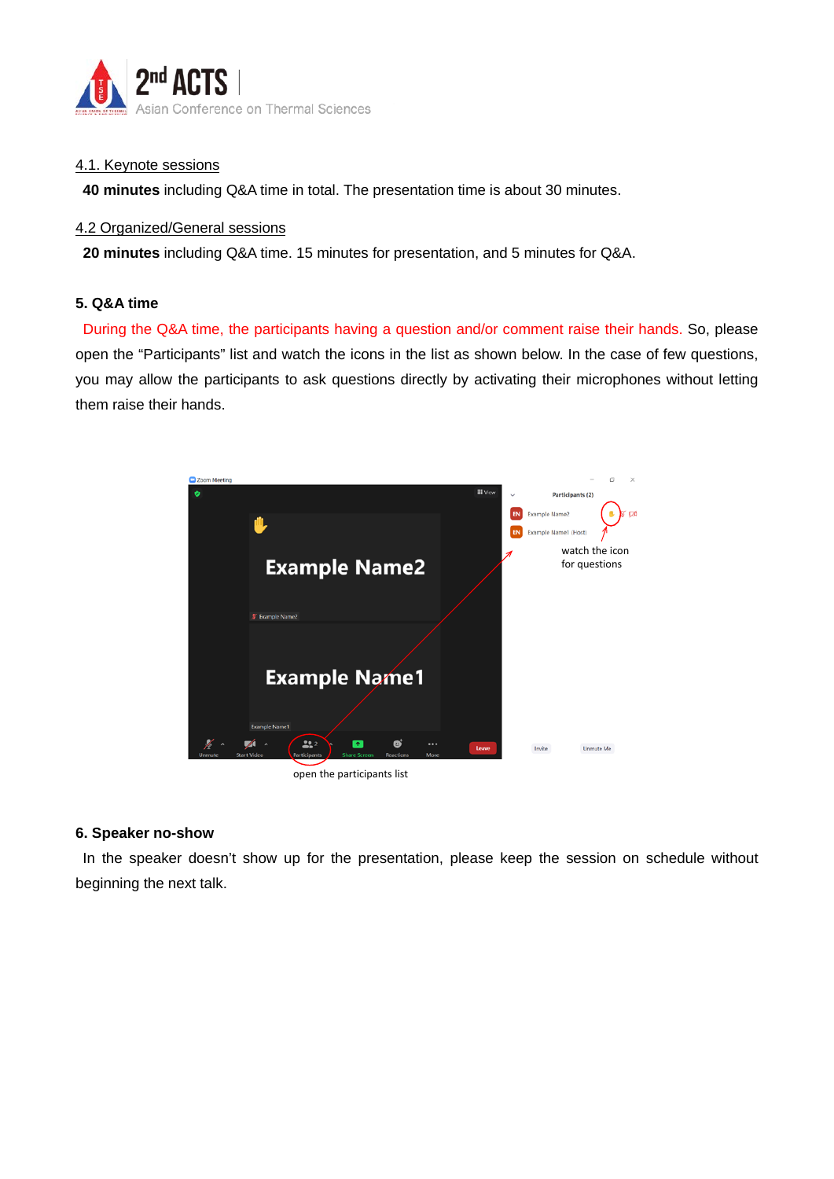### 4.1. Keynote sessions

**40 minutes** including Q&A time in total. The presentation time is about 30 minutes.

### 4.2 Organized/General sessions

**20 minutes** including Q&A time. 15 minutes for presentation, and 5 minutes for Q&A.

## 5. Q&A time

During the Q&A time, the participants having a question and/or comment raise their hands. So, please open the "Participants" list and watch the icons in the list as shown below. In the case of few questions, you may allow the participants to ask questions directly by activating their microphones without letting them raise their hands.

watch the icon for questions

open the participants list

## 6. Speaker no-show

In the speaker doesn't show up for the presentation, please keep the session on schedule without beginning the next talk.